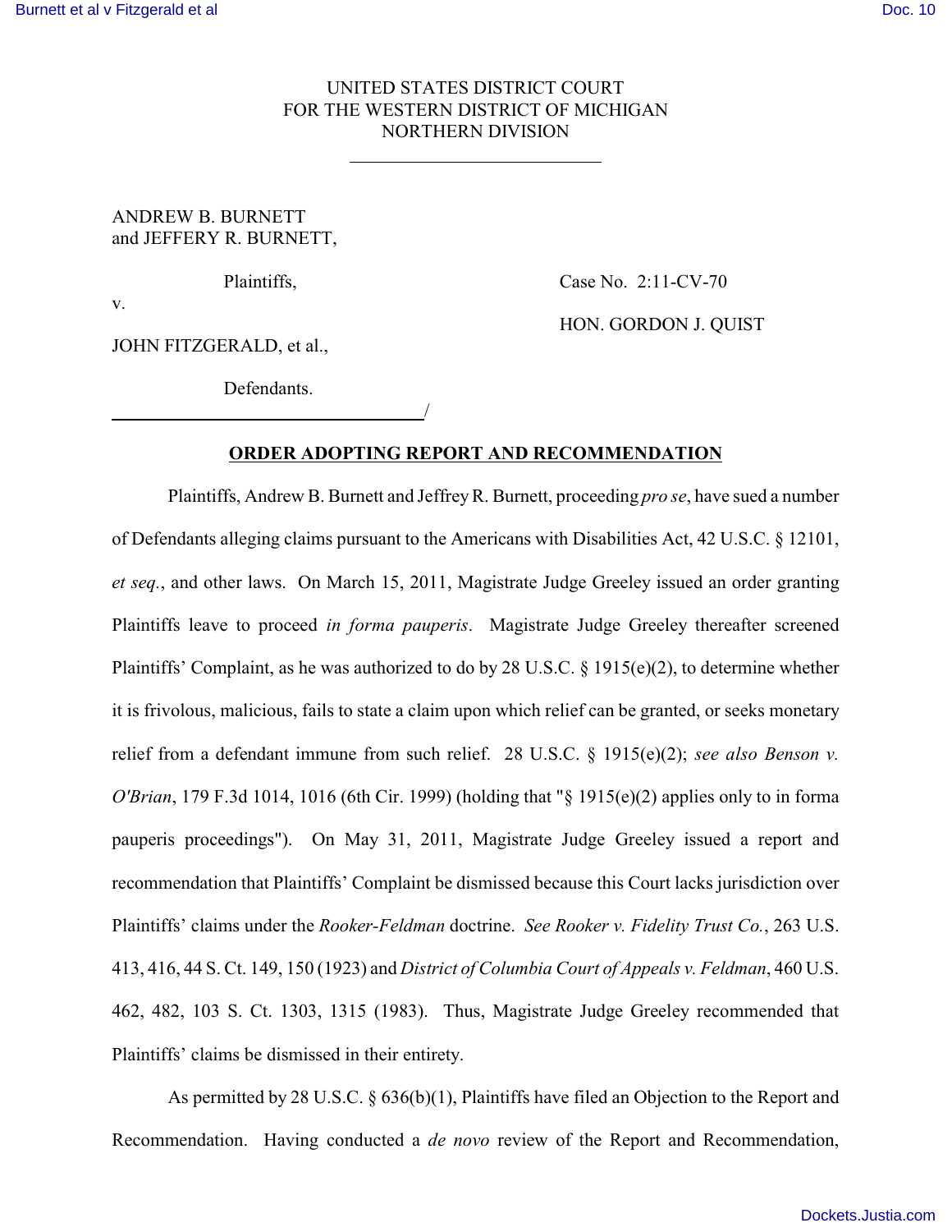UNITED STATES DISTRICT COURT
FOR THE WESTERN DISTRICT OF MICHIGAN
NORTHERN DIVISION

ANDREW B. BURNETT
and JEFFERY R. BURNETT,

Plaintiffs,

v.

JOHN FITZGERALD, et al.,

Defendants.

Case No. 2:11-CV-70

HON. GORDON J. QUIST

## ORDER ADOPTING REPORT AND RECOMMENDATION

Plaintiffs, Andrew B. Burnett and Jeffrey R. Burnett, proceeding *pro se*, have sued a number of Defendants alleging claims pursuant to the Americans with Disabilities Act, 42 U.S.C. § 12101, *et seq.*, and other laws. On March 15, 2011, Magistrate Judge Greeley issued an order granting Plaintiffs leave to proceed *in forma pauperis*. Magistrate Judge Greeley thereafter screened Plaintiffs' Complaint, as he was authorized to do by 28 U.S.C. § 1915(e)(2), to determine whether it is frivolous, malicious, fails to state a claim upon which relief can be granted, or seeks monetary relief from a defendant immune from such relief. 28 U.S.C. § 1915(e)(2); *see also Benson v. O'Brian*, 179 F.3d 1014, 1016 (6th Cir. 1999) (holding that "§ 1915(e)(2) applies only to in forma pauperis proceedings"). On May 31, 2011, Magistrate Judge Greeley issued a report and recommendation that Plaintiffs' Complaint be dismissed because this Court lacks jurisdiction over Plaintiffs' claims under the *Rooker-Feldman* doctrine. *See Rooker v. Fidelity Trust Co.*, 263 U.S. 413, 416, 44 S. Ct. 149, 150 (1923) and *District of Columbia Court of Appeals v. Feldman*, 460 U.S. 462, 482, 103 S. Ct. 1303, 1315 (1983). Thus, Magistrate Judge Greeley recommended that Plaintiffs' claims be dismissed in their entirety.

As permitted by 28 U.S.C. § 636(b)(1), Plaintiffs have filed an Objection to the Report and Recommendation. Having conducted a *de novo* review of the Report and Recommendation,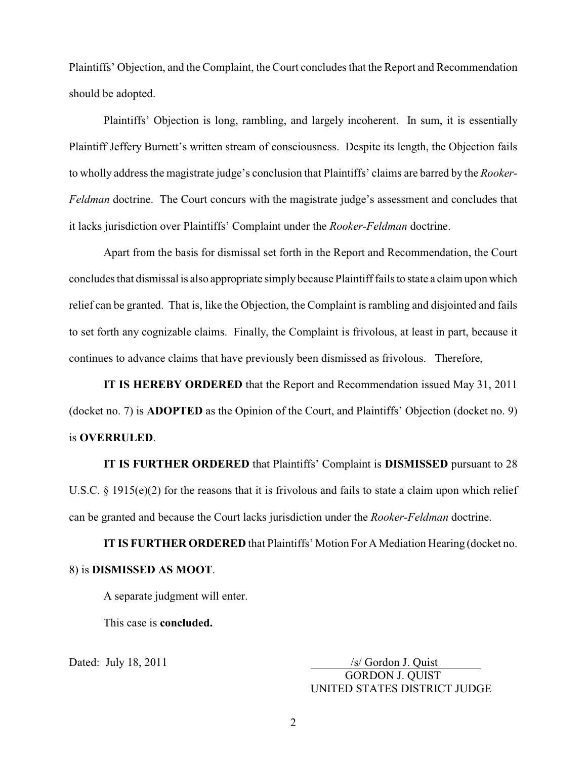Plaintiffs' Objection, and the Complaint, the Court concludes that the Report and Recommendation should be adopted.

Plaintiffs' Objection is long, rambling, and largely incoherent. In sum, it is essentially Plaintiff Jeffery Burnett's written stream of consciousness. Despite its length, the Objection fails to wholly address the magistrate judge's conclusion that Plaintiffs' claims are barred by the *Rooker-Feldman* doctrine. The Court concurs with the magistrate judge's assessment and concludes that it lacks jurisdiction over Plaintiffs' Complaint under the *Rooker-Feldman* doctrine.

Apart from the basis for dismissal set forth in the Report and Recommendation, the Court concludes that dismissal is also appropriate simply because Plaintiff fails to state a claim upon which relief can be granted. That is, like the Objection, the Complaint is rambling and disjointed and fails to set forth any cognizable claims. Finally, the Complaint is frivolous, at least in part, because it continues to advance claims that have previously been dismissed as frivolous. Therefore,

**IT IS HEREBY ORDERED** that the Report and Recommendation issued May 31, 2011 (docket no. 7) is **ADOPTED** as the Opinion of the Court, and Plaintiffs' Objection (docket no. 9) is **OVERRULED**.

**IT IS FURTHER ORDERED** that Plaintiffs' Complaint is **DISMISSED** pursuant to 28 U.S.C. § 1915(e)(2) for the reasons that it is frivolous and fails to state a claim upon which relief can be granted and because the Court lacks jurisdiction under the *Rooker-Feldman* doctrine.

**IT IS FURTHER ORDERED** that Plaintiffs' Motion For A Mediation Hearing (docket no. 8) is **DISMISSED AS MOOT**.

A separate judgment will enter.

This case is **concluded.**

Dated: July 18, 2011

/s/ Gordon J. Quist
GORDON J. QUIST
UNITED STATES DISTRICT JUDGE